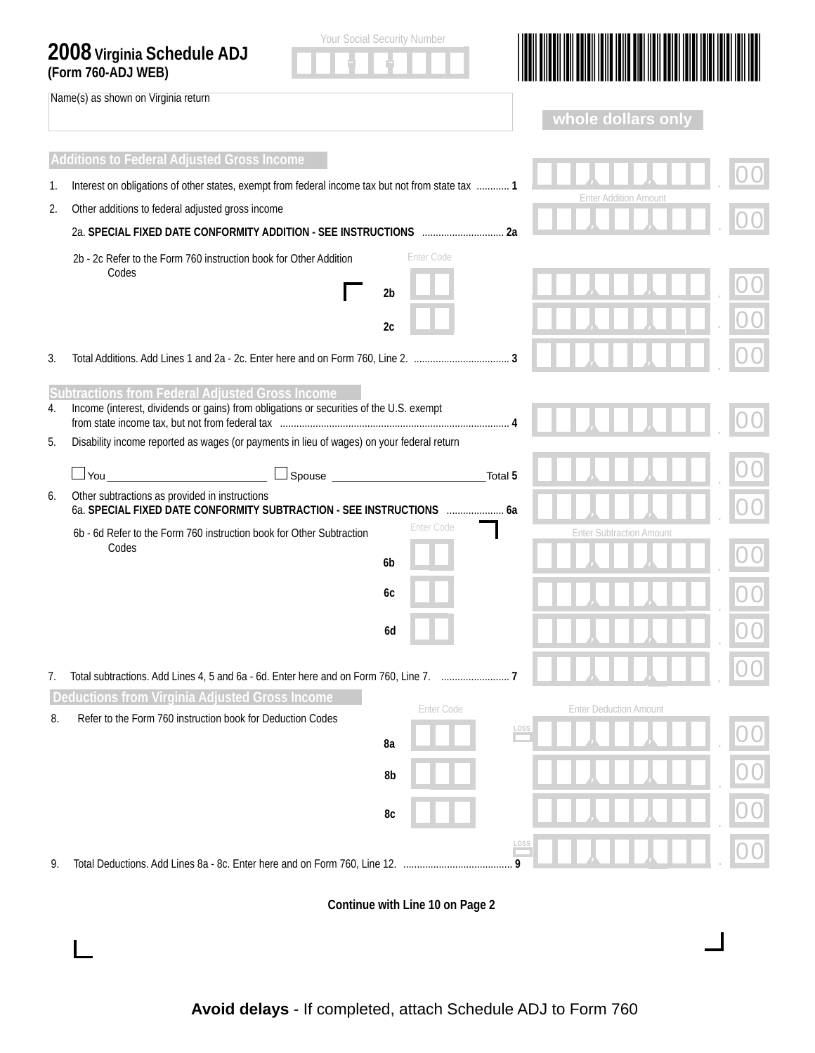# 2008 Virginia Schedule ADJ
**(Form 760-ADJ WEB)**

Your Social Security Number

Name(s) as shown on Virginia return

**whole dollars only**

## Additions to Federal Adjusted Gross Income

1. Interest on obligations of other states, exempt from federal income tax but not from state tax ............ 1 &nbsp;&nbsp;&nbsp; .00

2. Other additions to federal adjusted gross income

   Enter Addition Amount

   2a. **SPECIAL FIXED DATE CONFORMITY ADDITION - SEE INSTRUCTIONS** ............................. 2a &nbsp;&nbsp;&nbsp; .00

   2b - 2c Refer to the Form 760 instruction book for Other Addition Codes

   Enter Code

   2b &nbsp;&nbsp;&nbsp; .00

   2c &nbsp;&nbsp;&nbsp; .00

3. Total Additions. Add Lines 1 and 2a - 2c. Enter here and on Form 760, Line 2. .................................. 3 &nbsp;&nbsp;&nbsp; .00

## Subtractions from Federal Adjusted Gross Income

4. Income (interest, dividends or gains) from obligations or securities of the U.S. exempt from state income tax, but not from federal tax .................................................................................. 4 &nbsp;&nbsp;&nbsp; .00

5. Disability income reported as wages (or payments in lieu of wages) on your federal return

   ☐ You ____________________ ☐ Spouse ____________________ Total 5 &nbsp;&nbsp;&nbsp; .00

6. Other subtractions as provided in instructions

   6a. **SPECIAL FIXED DATE CONFORMITY SUBTRACTION - SEE INSTRUCTIONS** .................... 6a &nbsp;&nbsp;&nbsp; .00

   6b - 6d Refer to the Form 760 instruction book for Other Subtraction Codes

   Enter Code &nbsp;&nbsp;&nbsp; Enter Subtraction Amount

   6b &nbsp;&nbsp;&nbsp; .00

   6c &nbsp;&nbsp;&nbsp; .00

   6d &nbsp;&nbsp;&nbsp; .00

7. Total subtractions. Add Lines 4, 5 and 6a - 6d. Enter here and on Form 760, Line 7. ........................ 7 &nbsp;&nbsp;&nbsp; .00

## Deductions from Virginia Adjusted Gross Income

Enter Code &nbsp;&nbsp;&nbsp; Enter Deduction Amount

8. Refer to the Form 760 instruction book for Deduction Codes

   8a &nbsp;&nbsp;&nbsp; LOSS &nbsp;&nbsp;&nbsp; .00

   8b &nbsp;&nbsp;&nbsp; .00

   8c &nbsp;&nbsp;&nbsp; .00

9. Total Deductions. Add Lines 8a - 8c. Enter here and on Form 760, Line 12. ....................................... 9 &nbsp;&nbsp;&nbsp; LOSS &nbsp;&nbsp;&nbsp; .00

**Continue with Line 10 on Page 2**

**Avoid delays** - If completed, attach Schedule ADJ to Form 760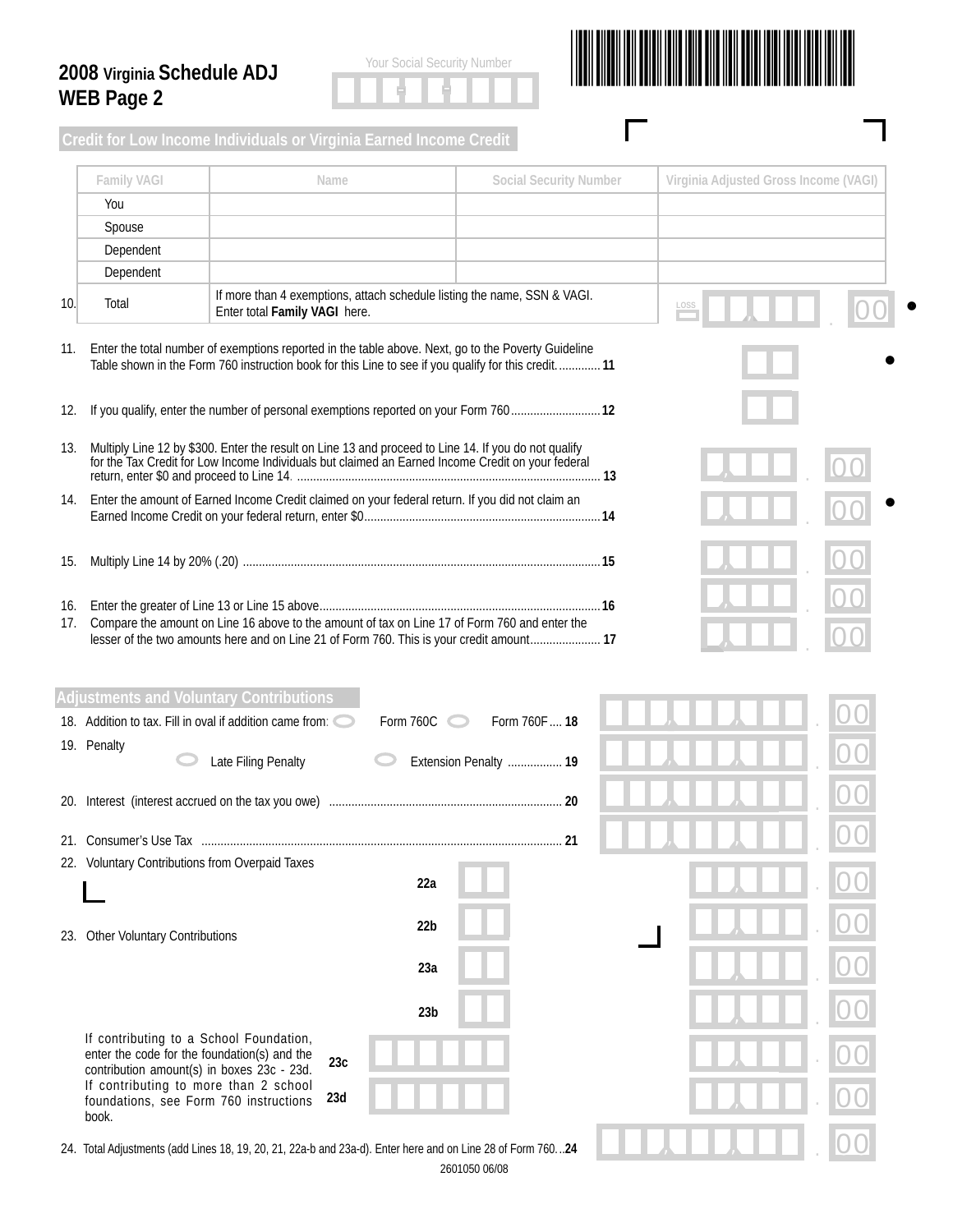# 2008 Virginia Schedule ADJ
## WEB Page 2

Your Social Security Number

## Credit for Low Income Individuals or Virginia Earned Income Credit

| Family VAGI | Name | Social Security Number | Virginia Adjusted Gross Income (VAGI) |
|---|---|---|---|
| You | | | |
| Spouse | | | |
| Dependent | | | |
| Dependent | | | |
| 10. Total | If more than 4 exemptions, attach schedule listing the name, SSN & VAGI. Enter total **Family VAGI** here. | | LOSS .00 |

11. Enter the total number of exemptions reported in the table above. Next, go to the Poverty Guideline Table shown in the Form 760 instruction book for this Line to see if you qualify for this credit............. 11

12. If you qualify, enter the number of personal exemptions reported on your Form 760............................ 12

13. Multiply Line 12 by $300. Enter the result on Line 13 and proceed to Line 14. If you do not qualify for the Tax Credit for Low Income Individuals but claimed an Earned Income Credit on your federal return, enter $0 and proceed to Line 14. ............................................................................................ 13 .00

14. Enter the amount of Earned Income Credit claimed on your federal return. If you did not claim an Earned Income Credit on your federal return, enter $0......................................................................... 14 .00

15. Multiply Line 14 by 20% (.20) ............................................................................................................ 15 .00

16. Enter the greater of Line 13 or Line 15 above....................................................................................... 16 .00

17. Compare the amount on Line 16 above to the amount of tax on Line 17 of Form 760 and enter the lesser of the two amounts here and on Line 21 of Form 760. This is your credit amount...................... 17 .00

## Adjustments and Voluntary Contributions

18. Addition to tax. Fill in oval if addition came from: ○ Form 760C ○ Form 760F .... 18 .00

19. Penalty ○ Late Filing Penalty ○ Extension Penalty ................. 19 .00

20. Interest (interest accrued on the tax you owe) ........................................................................ 20 .00

21. Consumer's Use Tax ................................................................................................................ 21 .00

22. Voluntary Contributions from Overpaid Taxes
 - 22a .00
 - 22b .00

23. Other Voluntary Contributions
 - 23a .00
 - 23b .00

If contributing to a School Foundation, enter the code for the foundation(s) and the contribution amount(s) in boxes 23c - 23d. If contributing to more than 2 school foundations, see Form 760 instructions book.
 - 23c .00
 - 23d .00

24. Total Adjustments (add Lines 18, 19, 20, 21, 22a-b and 23a-d). Enter here and on Line 28 of Form 760...24 .00

2601050 06/08